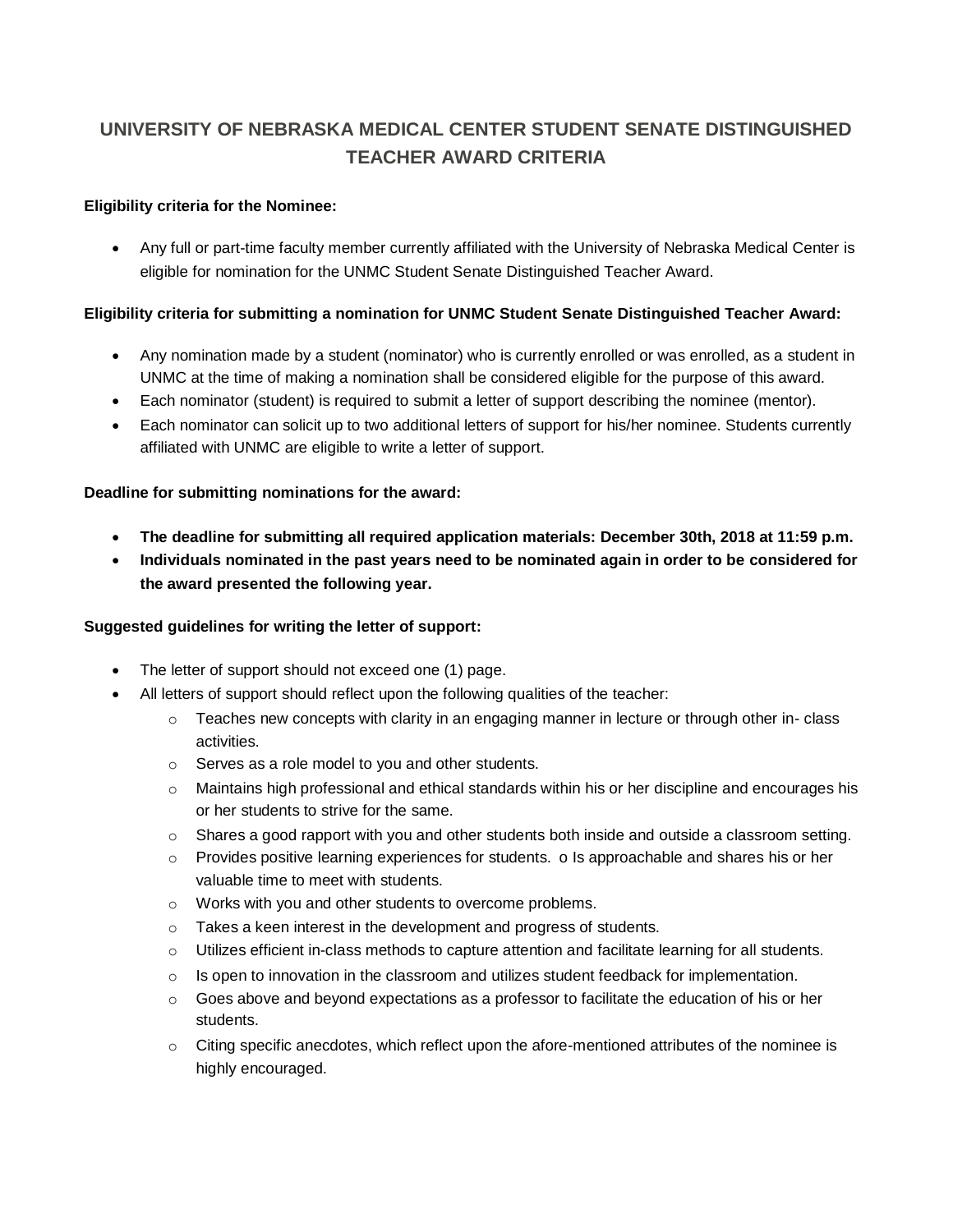# UNIVERSITY OF NEBRASKA MEDICAL CENTER STUDENT SENATE DISTINGUISHED TEACHER AWARD CRITERIA

**Eligibility criteria for the Nominee:**

- Any full or part-time faculty member currently affiliated with the University of Nebraska Medical Center is eligible for nomination for the UNMC Student Senate Distinguished Teacher Award.

**Eligibility criteria for submitting a nomination for UNMC Student Senate Distinguished Teacher Award:**

- Any nomination made by a student (nominator) who is currently enrolled or was enrolled, as a student in UNMC at the time of making a nomination shall be considered eligible for the purpose of this award.
- Each nominator (student) is required to submit a letter of support describing the nominee (mentor).
- Each nominator can solicit up to two additional letters of support for his/her nominee. Students currently affiliated with UNMC are eligible to write a letter of support.

**Deadline for submitting nominations for the award:**

- **The deadline for submitting all required application materials: December 30th, 2018 at 11:59 p.m.**
- **Individuals nominated in the past years need to be nominated again in order to be considered for the award presented the following year.**

**Suggested guidelines for writing the letter of support:**

- The letter of support should not exceed one (1) page.
- All letters of support should reflect upon the following qualities of the teacher:
  - Teaches new concepts with clarity in an engaging manner in lecture or through other in- class activities.
  - Serves as a role model to you and other students.
  - Maintains high professional and ethical standards within his or her discipline and encourages his or her students to strive for the same.
  - Shares a good rapport with you and other students both inside and outside a classroom setting.
  - Provides positive learning experiences for students. o Is approachable and shares his or her valuable time to meet with students.
  - Works with you and other students to overcome problems.
  - Takes a keen interest in the development and progress of students.
  - Utilizes efficient in-class methods to capture attention and facilitate learning for all students.
  - Is open to innovation in the classroom and utilizes student feedback for implementation.
  - Goes above and beyond expectations as a professor to facilitate the education of his or her students.
  - Citing specific anecdotes, which reflect upon the afore-mentioned attributes of the nominee is highly encouraged.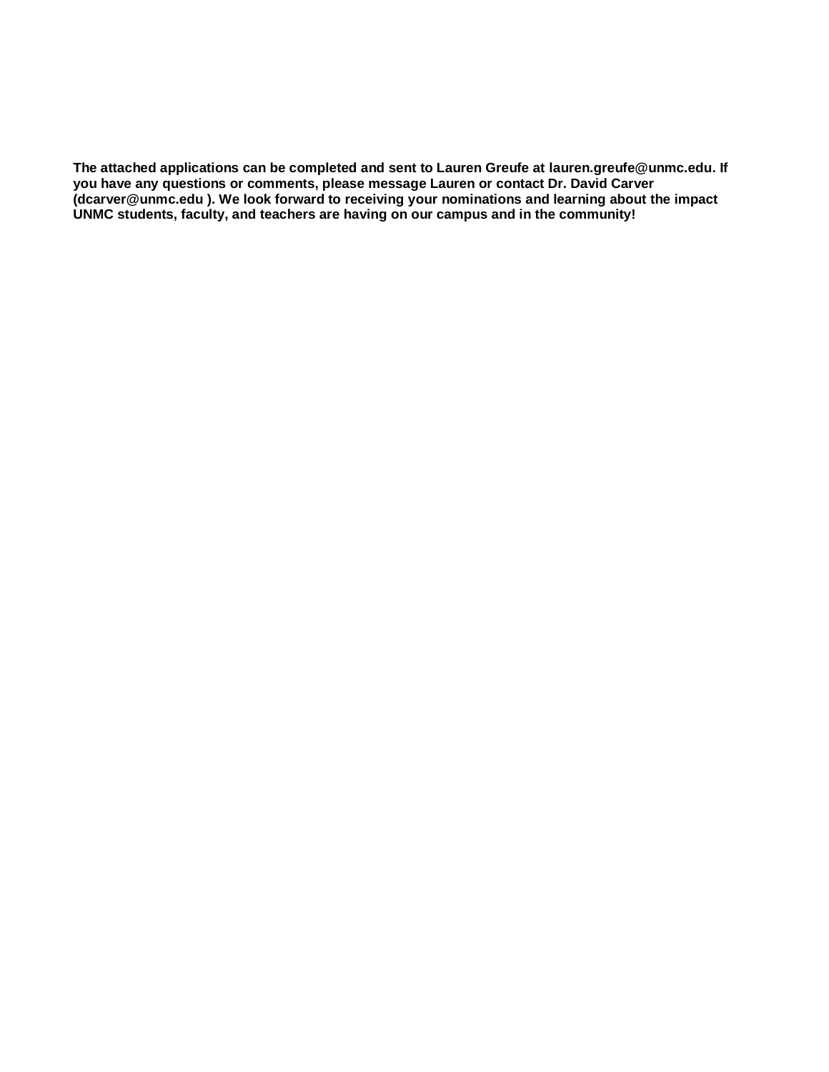**The attached applications can be completed and sent to Lauren Greufe at lauren.greufe@unmc.edu. If you have any questions or comments, please message Lauren or contact Dr. David Carver (dcarver@unmc.edu ). We look forward to receiving your nominations and learning about the impact UNMC students, faculty, and teachers are having on our campus and in the community!**